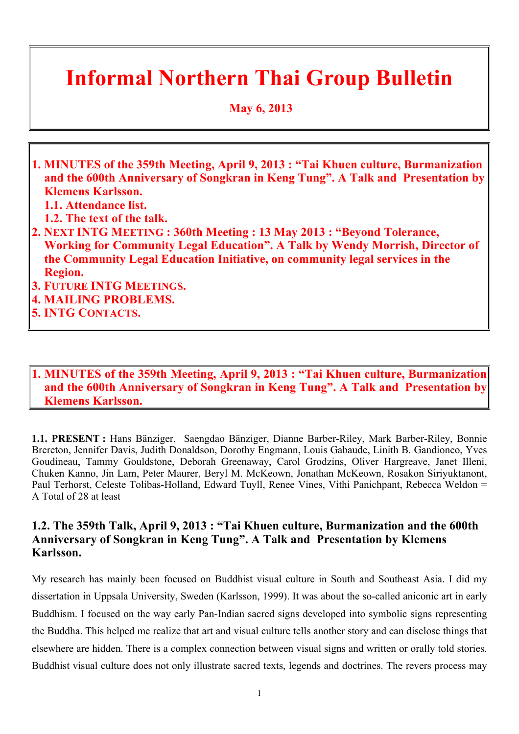# Informal Northern Thai Group Bulletin

**May 6, 2013**

1. **MINUTES of the 359th Meeting, April 9, 2013 : "Tai Khuen culture, Burmanization and the 600th Anniversary of Songkran in Keng Tung". A Talk and Presentation by Klemens Karlsson.**
   1. **Attendance list.**
   2. **The text of the talk.**
2. **NEXT INTG MEETING : 360th Meeting : 13 May 2013 : "Beyond Tolerance, Working for Community Legal Education". A Talk by Wendy Morrish, Director of the Community Legal Education Initiative, on community legal services in the Region.**
3. **FUTURE INTG MEETINGS.**
4. **MAILING PROBLEMS.**
5. **INTG CONTACTS.**

## 1. MINUTES of the 359th Meeting, April 9, 2013 : "Tai Khuen culture, Burmanization and the 600th Anniversary of Songkran in Keng Tung". A Talk and Presentation by Klemens Karlsson.

**1.1. PRESENT :** Hans Bänziger, Saengdao Bänziger, Dianne Barber-Riley, Mark Barber-Riley, Bonnie Brereton, Jennifer Davis, Judith Donaldson, Dorothy Engmann, Louis Gabaude, Linith B. Gandionco, Yves Goudineau, Tammy Gouldstone, Deborah Greenaway, Carol Grodzins, Oliver Hargreave, Janet Illeni, Chuken Kanno, Jin Lam, Peter Maurer, Beryl M. McKeown, Jonathan McKeown, Rosakon Siriyuktanont, Paul Terhorst, Celeste Tolibas-Holland, Edward Tuyll, Renee Vines, Vithi Panichpant, Rebecca Weldon = A Total of 28 at least

### 1.2. The 359th Talk, April 9, 2013 : "Tai Khuen culture, Burmanization and the 600th Anniversary of Songkran in Keng Tung". A Talk and Presentation by Klemens Karlsson.

My research has mainly been focused on Buddhist visual culture in South and Southeast Asia. I did my dissertation in Uppsala University, Sweden (Karlsson, 1999). It was about the so-called aniconic art in early Buddhism. I focused on the way early Pan-Indian sacred signs developed into symbolic signs representing the Buddha. This helped me realize that art and visual culture tells another story and can disclose things that elsewhere are hidden. There is a complex connection between visual signs and written or orally told stories. Buddhist visual culture does not only illustrate sacred texts, legends and doctrines. The revers process may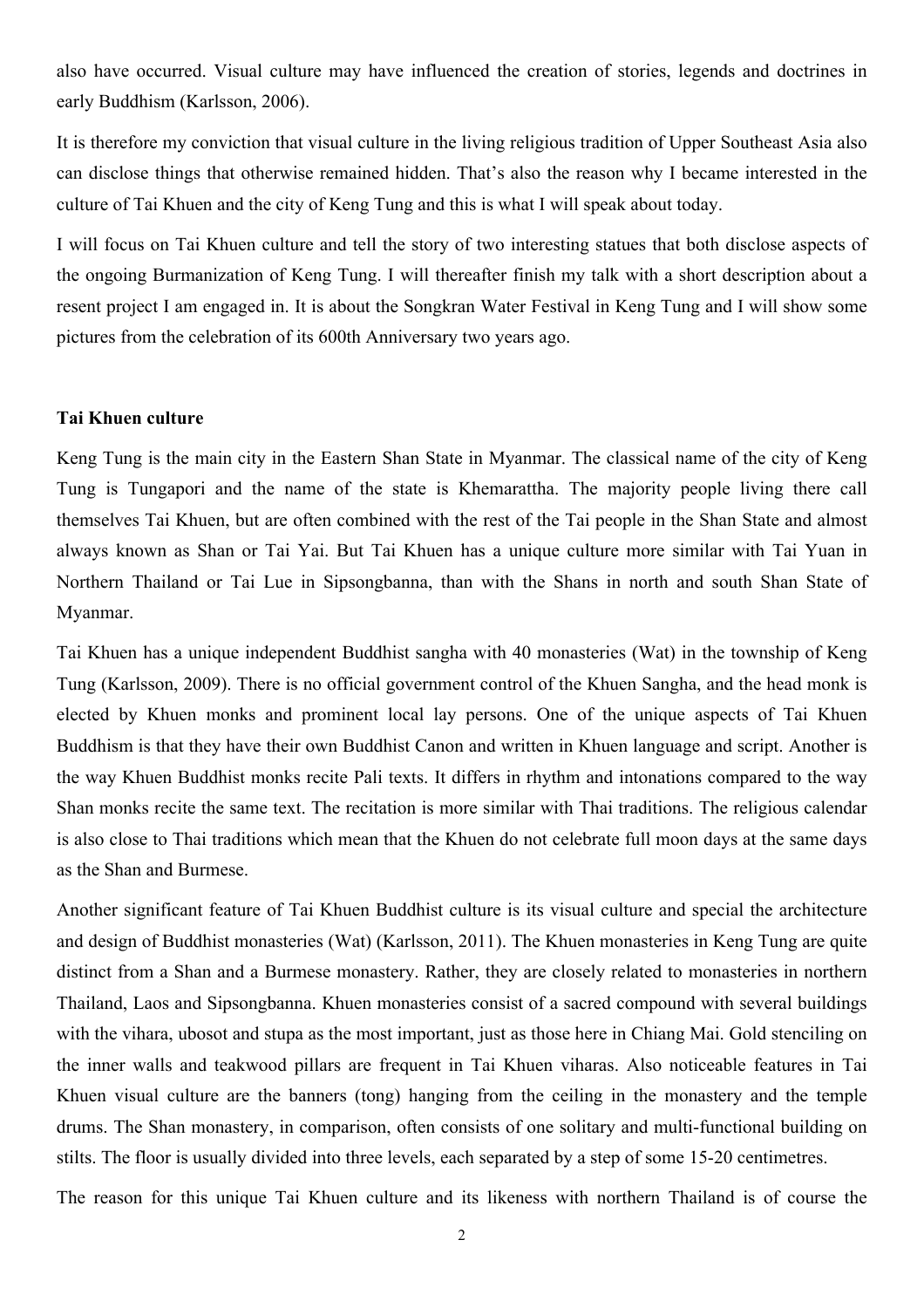also have occurred. Visual culture may have influenced the creation of stories, legends and doctrines in early Buddhism (Karlsson, 2006).

It is therefore my conviction that visual culture in the living religious tradition of Upper Southeast Asia also can disclose things that otherwise remained hidden. That's also the reason why I became interested in the culture of Tai Khuen and the city of Keng Tung and this is what I will speak about today.

I will focus on Tai Khuen culture and tell the story of two interesting statues that both disclose aspects of the ongoing Burmanization of Keng Tung. I will thereafter finish my talk with a short description about a resent project I am engaged in. It is about the Songkran Water Festival in Keng Tung and I will show some pictures from the celebration of its 600th Anniversary two years ago.

**Tai Khuen culture**

Keng Tung is the main city in the Eastern Shan State in Myanmar. The classical name of the city of Keng Tung is Tungapori and the name of the state is Khemarattha. The majority people living there call themselves Tai Khuen, but are often combined with the rest of the Tai people in the Shan State and almost always known as Shan or Tai Yai. But Tai Khuen has a unique culture more similar with Tai Yuan in Northern Thailand or Tai Lue in Sipsongbanna, than with the Shans in north and south Shan State of Myanmar.

Tai Khuen has a unique independent Buddhist sangha with 40 monasteries (Wat) in the township of Keng Tung (Karlsson, 2009). There is no official government control of the Khuen Sangha, and the head monk is elected by Khuen monks and prominent local lay persons. One of the unique aspects of Tai Khuen Buddhism is that they have their own Buddhist Canon and written in Khuen language and script. Another is the way Khuen Buddhist monks recite Pali texts. It differs in rhythm and intonations compared to the way Shan monks recite the same text. The recitation is more similar with Thai traditions. The religious calendar is also close to Thai traditions which mean that the Khuen do not celebrate full moon days at the same days as the Shan and Burmese.

Another significant feature of Tai Khuen Buddhist culture is its visual culture and special the architecture and design of Buddhist monasteries (Wat) (Karlsson, 2011). The Khuen monasteries in Keng Tung are quite distinct from a Shan and a Burmese monastery. Rather, they are closely related to monasteries in northern Thailand, Laos and Sipsongbanna. Khuen monasteries consist of a sacred compound with several buildings with the vihara, ubosot and stupa as the most important, just as those here in Chiang Mai. Gold stenciling on the inner walls and teakwood pillars are frequent in Tai Khuen viharas. Also noticeable features in Tai Khuen visual culture are the banners (tong) hanging from the ceiling in the monastery and the temple drums. The Shan monastery, in comparison, often consists of one solitary and multi-functional building on stilts. The floor is usually divided into three levels, each separated by a step of some 15-20 centimetres.

The reason for this unique Tai Khuen culture and its likeness with northern Thailand is of course the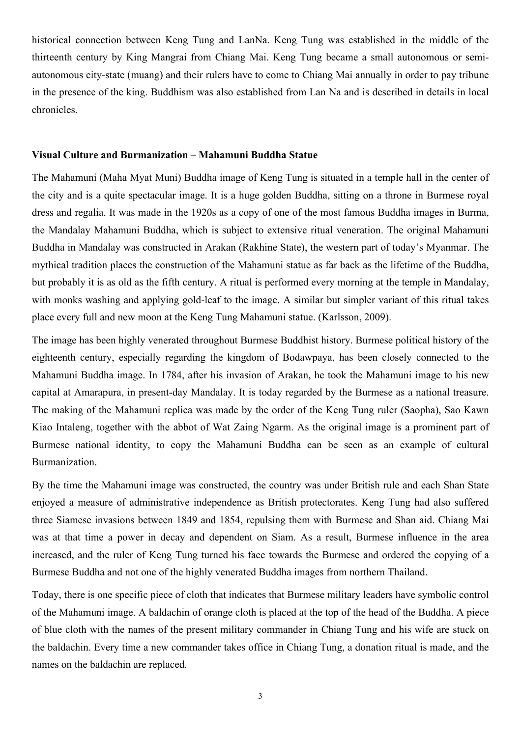historical connection between Keng Tung and LanNa. Keng Tung was established in the middle of the thirteenth century by King Mangrai from Chiang Mai. Keng Tung became a small autonomous or semi-autonomous city-state (muang) and their rulers have to come to Chiang Mai annually in order to pay tribune in the presence of the king. Buddhism was also established from Lan Na and is described in details in local chronicles.

**Visual Culture and Burmanization – Mahamuni Buddha Statue**

The Mahamuni (Maha Myat Muni) Buddha image of Keng Tung is situated in a temple hall in the center of the city and is a quite spectacular image. It is a huge golden Buddha, sitting on a throne in Burmese royal dress and regalia. It was made in the 1920s as a copy of one of the most famous Buddha images in Burma, the Mandalay Mahamuni Buddha, which is subject to extensive ritual veneration. The original Mahamuni Buddha in Mandalay was constructed in Arakan (Rakhine State), the western part of today's Myanmar. The mythical tradition places the construction of the Mahamuni statue as far back as the lifetime of the Buddha, but probably it is as old as the fifth century. A ritual is performed every morning at the temple in Mandalay, with monks washing and applying gold-leaf to the image. A similar but simpler variant of this ritual takes place every full and new moon at the Keng Tung Mahamuni statue. (Karlsson, 2009).

The image has been highly venerated throughout Burmese Buddhist history. Burmese political history of the eighteenth century, especially regarding the kingdom of Bodawpaya, has been closely connected to the Mahamuni Buddha image. In 1784, after his invasion of Arakan, he took the Mahamuni image to his new capital at Amarapura, in present-day Mandalay. It is today regarded by the Burmese as a national treasure. The making of the Mahamuni replica was made by the order of the Keng Tung ruler (Saopha), Sao Kawn Kiao Intaleng, together with the abbot of Wat Zaing Ngarm. As the original image is a prominent part of Burmese national identity, to copy the Mahamuni Buddha can be seen as an example of cultural Burmanization.

By the time the Mahamuni image was constructed, the country was under British rule and each Shan State enjoyed a measure of administrative independence as British protectorates. Keng Tung had also suffered three Siamese invasions between 1849 and 1854, repulsing them with Burmese and Shan aid. Chiang Mai was at that time a power in decay and dependent on Siam. As a result, Burmese influence in the area increased, and the ruler of Keng Tung turned his face towards the Burmese and ordered the copying of a Burmese Buddha and not one of the highly venerated Buddha images from northern Thailand.

Today, there is one specific piece of cloth that indicates that Burmese military leaders have symbolic control of the Mahamuni image. A baldachin of orange cloth is placed at the top of the head of the Buddha. A piece of blue cloth with the names of the present military commander in Chiang Tung and his wife are stuck on the baldachin. Every time a new commander takes office in Chiang Tung, a donation ritual is made, and the names on the baldachin are replaced.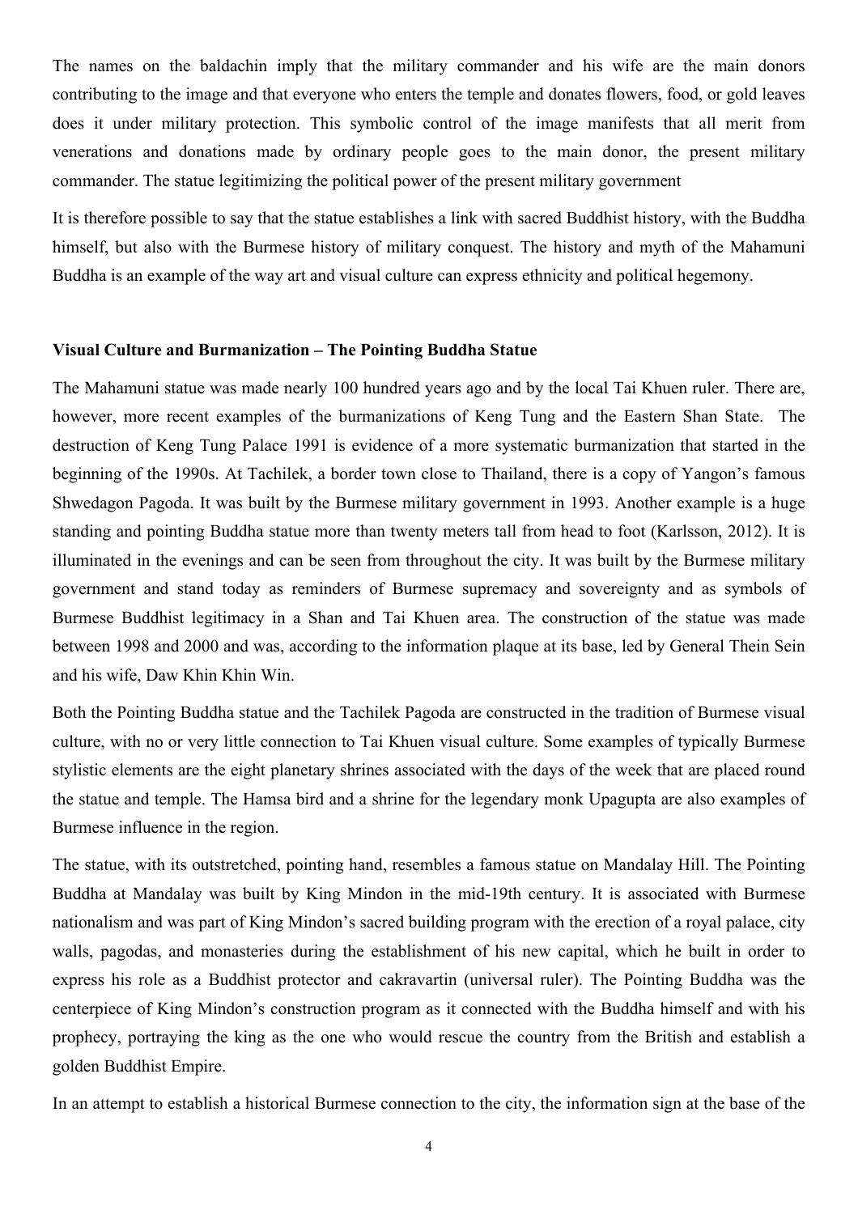The names on the baldachin imply that the military commander and his wife are the main donors contributing to the image and that everyone who enters the temple and donates flowers, food, or gold leaves does it under military protection. This symbolic control of the image manifests that all merit from venerations and donations made by ordinary people goes to the main donor, the present military commander. The statue legitimizing the political power of the present military government

It is therefore possible to say that the statue establishes a link with sacred Buddhist history, with the Buddha himself, but also with the Burmese history of military conquest. The history and myth of the Mahamuni Buddha is an example of the way art and visual culture can express ethnicity and political hegemony.

**Visual Culture and Burmanization – The Pointing Buddha Statue**

The Mahamuni statue was made nearly 100 hundred years ago and by the local Tai Khuen ruler. There are, however, more recent examples of the burmanizations of Keng Tung and the Eastern Shan State. The destruction of Keng Tung Palace 1991 is evidence of a more systematic burmanization that started in the beginning of the 1990s. At Tachilek, a border town close to Thailand, there is a copy of Yangon's famous Shwedagon Pagoda. It was built by the Burmese military government in 1993. Another example is a huge standing and pointing Buddha statue more than twenty meters tall from head to foot (Karlsson, 2012). It is illuminated in the evenings and can be seen from throughout the city. It was built by the Burmese military government and stand today as reminders of Burmese supremacy and sovereignty and as symbols of Burmese Buddhist legitimacy in a Shan and Tai Khuen area. The construction of the statue was made between 1998 and 2000 and was, according to the information plaque at its base, led by General Thein Sein and his wife, Daw Khin Khin Win.

Both the Pointing Buddha statue and the Tachilek Pagoda are constructed in the tradition of Burmese visual culture, with no or very little connection to Tai Khuen visual culture. Some examples of typically Burmese stylistic elements are the eight planetary shrines associated with the days of the week that are placed round the statue and temple. The Hamsa bird and a shrine for the legendary monk Upagupta are also examples of Burmese influence in the region.

The statue, with its outstretched, pointing hand, resembles a famous statue on Mandalay Hill. The Pointing Buddha at Mandalay was built by King Mindon in the mid-19th century. It is associated with Burmese nationalism and was part of King Mindon's sacred building program with the erection of a royal palace, city walls, pagodas, and monasteries during the establishment of his new capital, which he built in order to express his role as a Buddhist protector and cakravartin (universal ruler). The Pointing Buddha was the centerpiece of King Mindon's construction program as it connected with the Buddha himself and with his prophecy, portraying the king as the one who would rescue the country from the British and establish a golden Buddhist Empire.

In an attempt to establish a historical Burmese connection to the city, the information sign at the base of the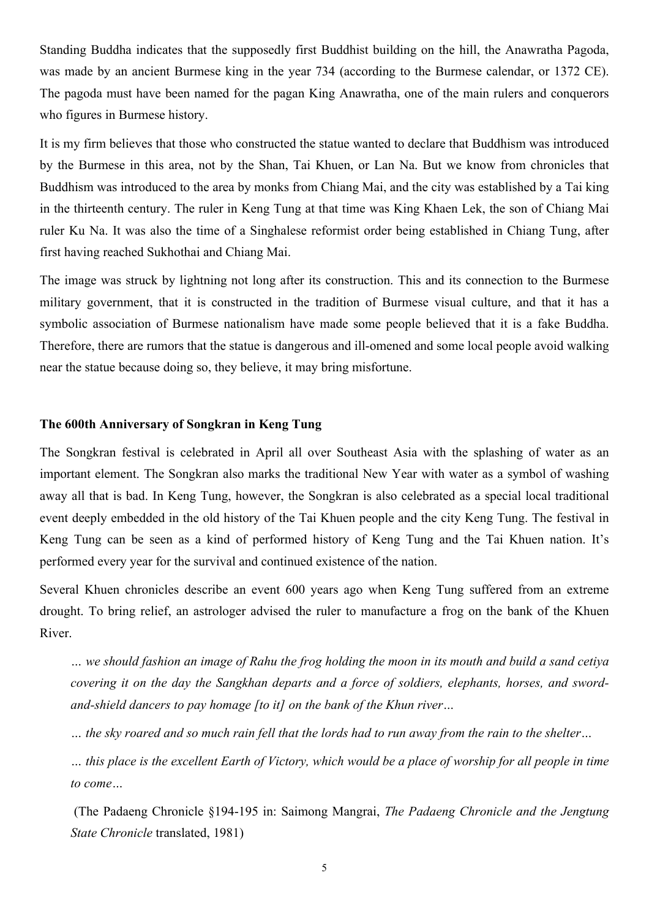Standing Buddha indicates that the supposedly first Buddhist building on the hill, the Anawratha Pagoda, was made by an ancient Burmese king in the year 734 (according to the Burmese calendar, or 1372 CE). The pagoda must have been named for the pagan King Anawratha, one of the main rulers and conquerors who figures in Burmese history.

It is my firm believes that those who constructed the statue wanted to declare that Buddhism was introduced by the Burmese in this area, not by the Shan, Tai Khuen, or Lan Na. But we know from chronicles that Buddhism was introduced to the area by monks from Chiang Mai, and the city was established by a Tai king in the thirteenth century. The ruler in Keng Tung at that time was King Khaen Lek, the son of Chiang Mai ruler Ku Na. It was also the time of a Singhalese reformist order being established in Chiang Tung, after first having reached Sukhothai and Chiang Mai.

The image was struck by lightning not long after its construction. This and its connection to the Burmese military government, that it is constructed in the tradition of Burmese visual culture, and that it has a symbolic association of Burmese nationalism have made some people believed that it is a fake Buddha. Therefore, there are rumors that the statue is dangerous and ill-omened and some local people avoid walking near the statue because doing so, they believe, it may bring misfortune.

### The 600th Anniversary of Songkran in Keng Tung

The Songkran festival is celebrated in April all over Southeast Asia with the splashing of water as an important element. The Songkran also marks the traditional New Year with water as a symbol of washing away all that is bad. In Keng Tung, however, the Songkran is also celebrated as a special local traditional event deeply embedded in the old history of the Tai Khuen people and the city Keng Tung. The festival in Keng Tung can be seen as a kind of performed history of Keng Tung and the Tai Khuen nation. It's performed every year for the survival and continued existence of the nation.

Several Khuen chronicles describe an event 600 years ago when Keng Tung suffered from an extreme drought. To bring relief, an astrologer advised the ruler to manufacture a frog on the bank of the Khuen River.

> *… we should fashion an image of Rahu the frog holding the moon in its mouth and build a sand cetiya covering it on the day the Sangkhan departs and a force of soldiers, elephants, horses, and sword-and-shield dancers to pay homage [to it] on the bank of the Khun river…*
>
> *… the sky roared and so much rain fell that the lords had to run away from the rain to the shelter…*
>
> *… this place is the excellent Earth of Victory, which would be a place of worship for all people in time to come…*
>
> (The Padaeng Chronicle §194-195 in: Saimong Mangrai, *The Padaeng Chronicle and the Jengtung State Chronicle* translated, 1981)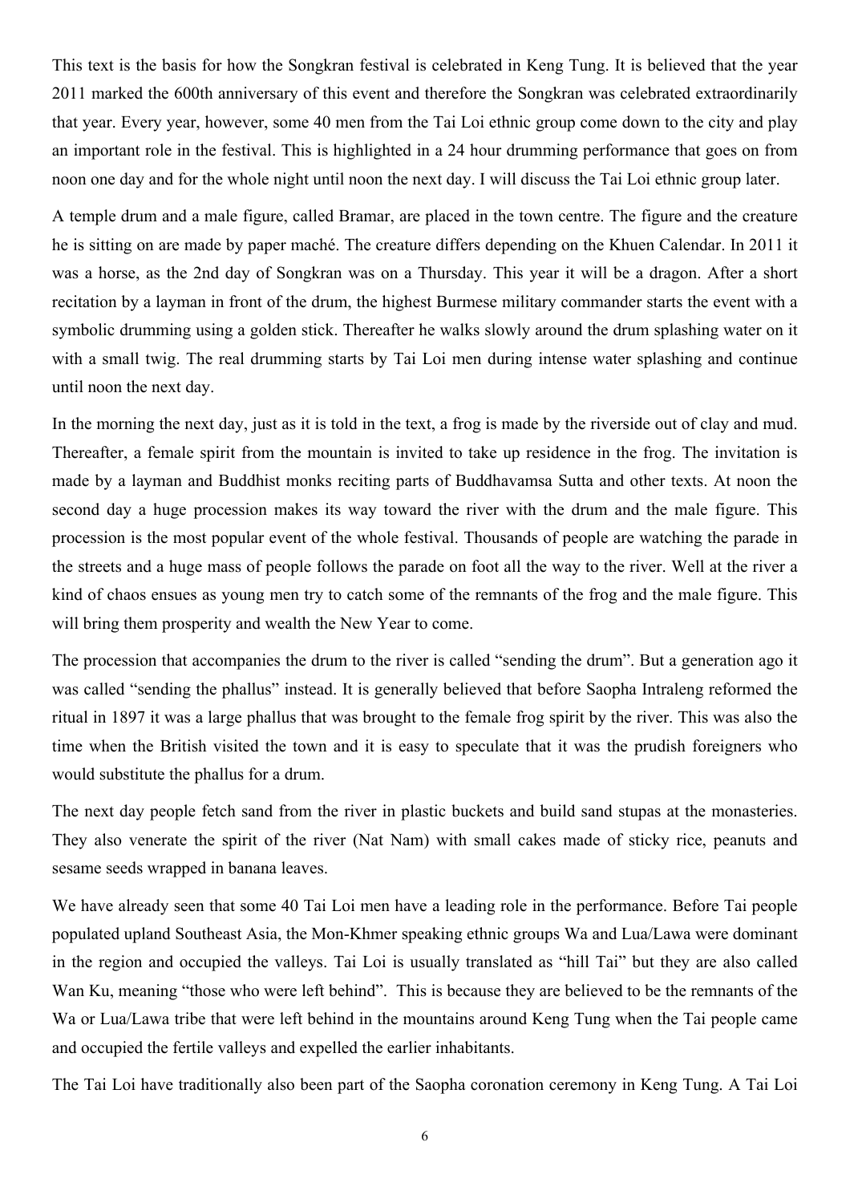This text is the basis for how the Songkran festival is celebrated in Keng Tung. It is believed that the year 2011 marked the 600th anniversary of this event and therefore the Songkran was celebrated extraordinarily that year. Every year, however, some 40 men from the Tai Loi ethnic group come down to the city and play an important role in the festival. This is highlighted in a 24 hour drumming performance that goes on from noon one day and for the whole night until noon the next day. I will discuss the Tai Loi ethnic group later.

A temple drum and a male figure, called Bramar, are placed in the town centre. The figure and the creature he is sitting on are made by paper maché. The creature differs depending on the Khuen Calendar. In 2011 it was a horse, as the 2nd day of Songkran was on a Thursday. This year it will be a dragon. After a short recitation by a layman in front of the drum, the highest Burmese military commander starts the event with a symbolic drumming using a golden stick. Thereafter he walks slowly around the drum splashing water on it with a small twig. The real drumming starts by Tai Loi men during intense water splashing and continue until noon the next day.

In the morning the next day, just as it is told in the text, a frog is made by the riverside out of clay and mud. Thereafter, a female spirit from the mountain is invited to take up residence in the frog. The invitation is made by a layman and Buddhist monks reciting parts of Buddhavamsa Sutta and other texts. At noon the second day a huge procession makes its way toward the river with the drum and the male figure. This procession is the most popular event of the whole festival. Thousands of people are watching the parade in the streets and a huge mass of people follows the parade on foot all the way to the river. Well at the river a kind of chaos ensues as young men try to catch some of the remnants of the frog and the male figure. This will bring them prosperity and wealth the New Year to come.

The procession that accompanies the drum to the river is called "sending the drum". But a generation ago it was called "sending the phallus" instead. It is generally believed that before Saopha Intraleng reformed the ritual in 1897 it was a large phallus that was brought to the female frog spirit by the river. This was also the time when the British visited the town and it is easy to speculate that it was the prudish foreigners who would substitute the phallus for a drum.

The next day people fetch sand from the river in plastic buckets and build sand stupas at the monasteries. They also venerate the spirit of the river (Nat Nam) with small cakes made of sticky rice, peanuts and sesame seeds wrapped in banana leaves.

We have already seen that some 40 Tai Loi men have a leading role in the performance. Before Tai people populated upland Southeast Asia, the Mon-Khmer speaking ethnic groups Wa and Lua/Lawa were dominant in the region and occupied the valleys. Tai Loi is usually translated as "hill Tai" but they are also called Wan Ku, meaning "those who were left behind". This is because they are believed to be the remnants of the Wa or Lua/Lawa tribe that were left behind in the mountains around Keng Tung when the Tai people came and occupied the fertile valleys and expelled the earlier inhabitants.

The Tai Loi have traditionally also been part of the Saopha coronation ceremony in Keng Tung. A Tai Loi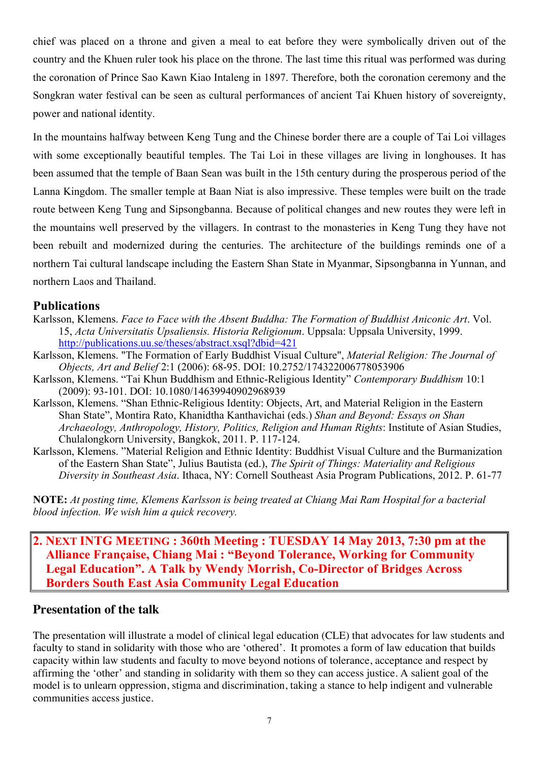chief was placed on a throne and given a meal to eat before they were symbolically driven out of the country and the Khuen ruler took his place on the throne. The last time this ritual was performed was during the coronation of Prince Sao Kawn Kiao Intaleng in 1897. Therefore, both the coronation ceremony and the Songkran water festival can be seen as cultural performances of ancient Tai Khuen history of sovereignty, power and national identity.

In the mountains halfway between Keng Tung and the Chinese border there are a couple of Tai Loi villages with some exceptionally beautiful temples. The Tai Loi in these villages are living in longhouses. It has been assumed that the temple of Baan Sean was built in the 15th century during the prosperous period of the Lanna Kingdom. The smaller temple at Baan Niat is also impressive. These temples were built on the trade route between Keng Tung and Sipsongbanna. Because of political changes and new routes they were left in the mountains well preserved by the villagers. In contrast to the monasteries in Keng Tung they have not been rebuilt and modernized during the centuries. The architecture of the buildings reminds one of a northern Tai cultural landscape including the Eastern Shan State in Myanmar, Sipsongbanna in Yunnan, and northern Laos and Thailand.

## Publications

Karlsson, Klemens. *Face to Face with the Absent Buddha: The Formation of Buddhist Aniconic Art*. Vol. 15, *Acta Universitatis Upsaliensis. Historia Religionum*. Uppsala: Uppsala University, 1999. http://publications.uu.se/theses/abstract.xsql?dbid=421

Karlsson, Klemens. "The Formation of Early Buddhist Visual Culture", *Material Religion: The Journal of Objects, Art and Belief* 2:1 (2006): 68-95. DOI: 10.2752/174322006778053906

Karlsson, Klemens. "Tai Khun Buddhism and Ethnic-Religious Identity" *Contemporary Buddhism* 10:1 (2009): 93-101. DOI: 10.1080/14639940902968939

Karlsson, Klemens. "Shan Ethnic-Religious Identity: Objects, Art, and Material Religion in the Eastern Shan State", Montira Rato, Khanidtha Kanthavichai (eds.) *Shan and Beyond: Essays on Shan Archaeology, Anthropology, History, Politics, Religion and Human Rights*: Institute of Asian Studies, Chulalongkorn University, Bangkok, 2011. P. 117-124.

Karlsson, Klemens. "Material Religion and Ethnic Identity: Buddhist Visual Culture and the Burmanization of the Eastern Shan State", Julius Bautista (ed.), *The Spirit of Things: Materiality and Religious Diversity in Southeast Asia*. Ithaca, NY: Cornell Southeast Asia Program Publications, 2012. P. 61-77

**NOTE:** *At posting time, Klemens Karlsson is being treated at Chiang Mai Ram Hospital for a bacterial blood infection. We wish him a quick recovery.*

## 2. NEXT INTG MEETING : 360th Meeting : TUESDAY 14 May 2013, 7:30 pm at the Alliance Française, Chiang Mai : "Beyond Tolerance, Working for Community Legal Education". A Talk by Wendy Morrish, Co-Director of Bridges Across Borders South East Asia Community Legal Education

### Presentation of the talk

The presentation will illustrate a model of clinical legal education (CLE) that advocates for law students and faculty to stand in solidarity with those who are 'othered'. It promotes a form of law education that builds capacity within law students and faculty to move beyond notions of tolerance, acceptance and respect by affirming the 'other' and standing in solidarity with them so they can access justice. A salient goal of the model is to unlearn oppression, stigma and discrimination, taking a stance to help indigent and vulnerable communities access justice.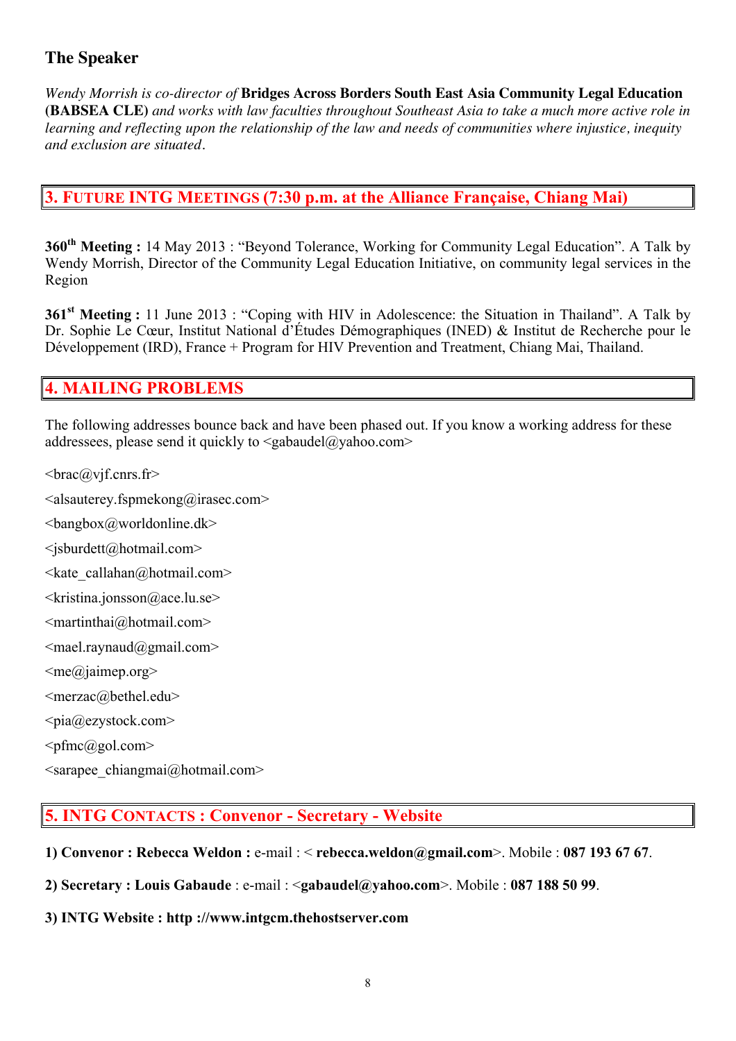### The Speaker

*Wendy Morrish is co-director of* **Bridges Across Borders South East Asia Community Legal Education (BABSEA CLE)** *and works with law faculties throughout Southeast Asia to take a much more active role in learning and reflecting upon the relationship of the law and needs of communities where injustice, inequity and exclusion are situated.*

## 3. FUTURE INTG MEETINGS (7:30 p.m. at the Alliance Française, Chiang Mai)

**360th Meeting :** 14 May 2013 : "Beyond Tolerance, Working for Community Legal Education". A Talk by Wendy Morrish, Director of the Community Legal Education Initiative, on community legal services in the Region

**361st Meeting :** 11 June 2013 : "Coping with HIV in Adolescence: the Situation in Thailand". A Talk by Dr. Sophie Le Cœur, Institut National d'Études Démographiques (INED) & Institut de Recherche pour le Développement (IRD), France + Program for HIV Prevention and Treatment, Chiang Mai, Thailand.

## 4. MAILING PROBLEMS

The following addresses bounce back and have been phased out. If you know a working address for these addressees, please send it quickly to <gabaudel@yahoo.com>

<brac@vjf.cnrs.fr>

<alsauterey.fspmekong@irasec.com>

<bangbox@worldonline.dk>

<jsburdett@hotmail.com>

<kate_callahan@hotmail.com>

<kristina.jonsson@ace.lu.se>

<martinthai@hotmail.com>

<mael.raynaud@gmail.com>

<me@jaimep.org>

<merzac@bethel.edu>

<pia@ezystock.com>

<pfmc@gol.com>

<sarapee_chiangmai@hotmail.com>

## 5. INTG CONTACTS : Convenor - Secretary - Website

**1) Convenor : Rebecca Weldon :** e-mail : < **rebecca.weldon@gmail.com**>. Mobile : **087 193 67 67**.

**2) Secretary : Louis Gabaude** : e-mail : <**gabaudel@yahoo.com**>. Mobile : **087 188 50 99**.

**3) INTG Website : http ://www.intgcm.thehostserver.com**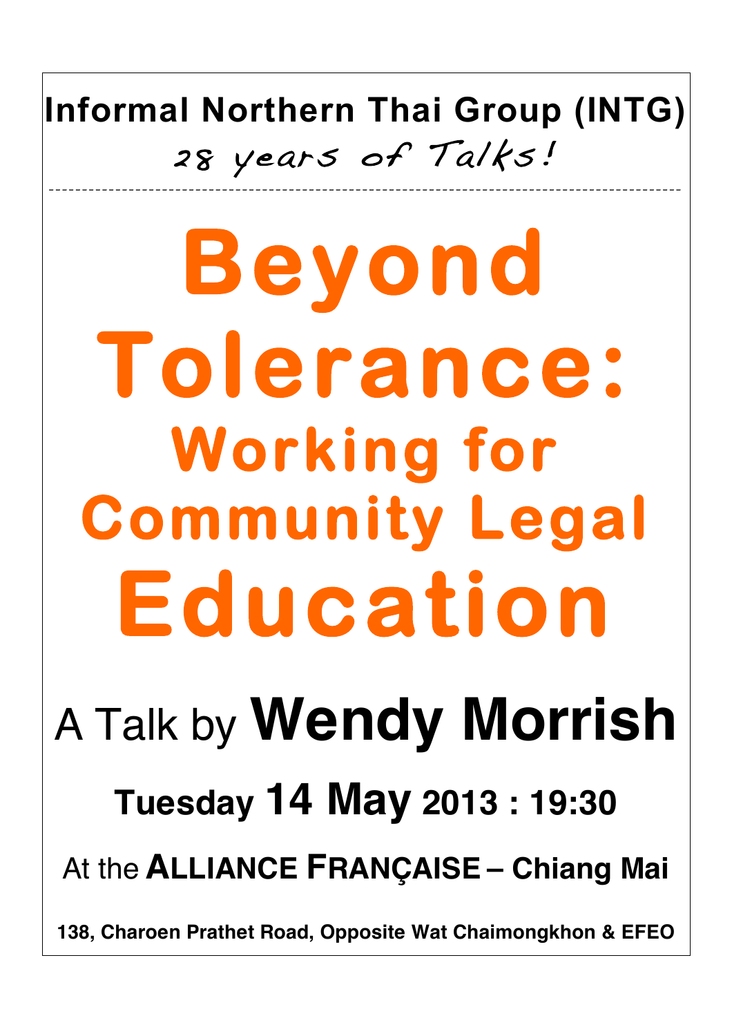**Informal Northern Thai Group (INTG)**

*28 years of Talks!*

---

# Beyond Tolerance: Working for Community Legal Education

A Talk by **Wendy Morrish**

**Tuesday 14 May 2013 : 19:30**

At the **ALLIANCE FRANÇAISE – Chiang Mai**

**138, Charoen Prathet Road, Opposite Wat Chaimongkhon & EFEO**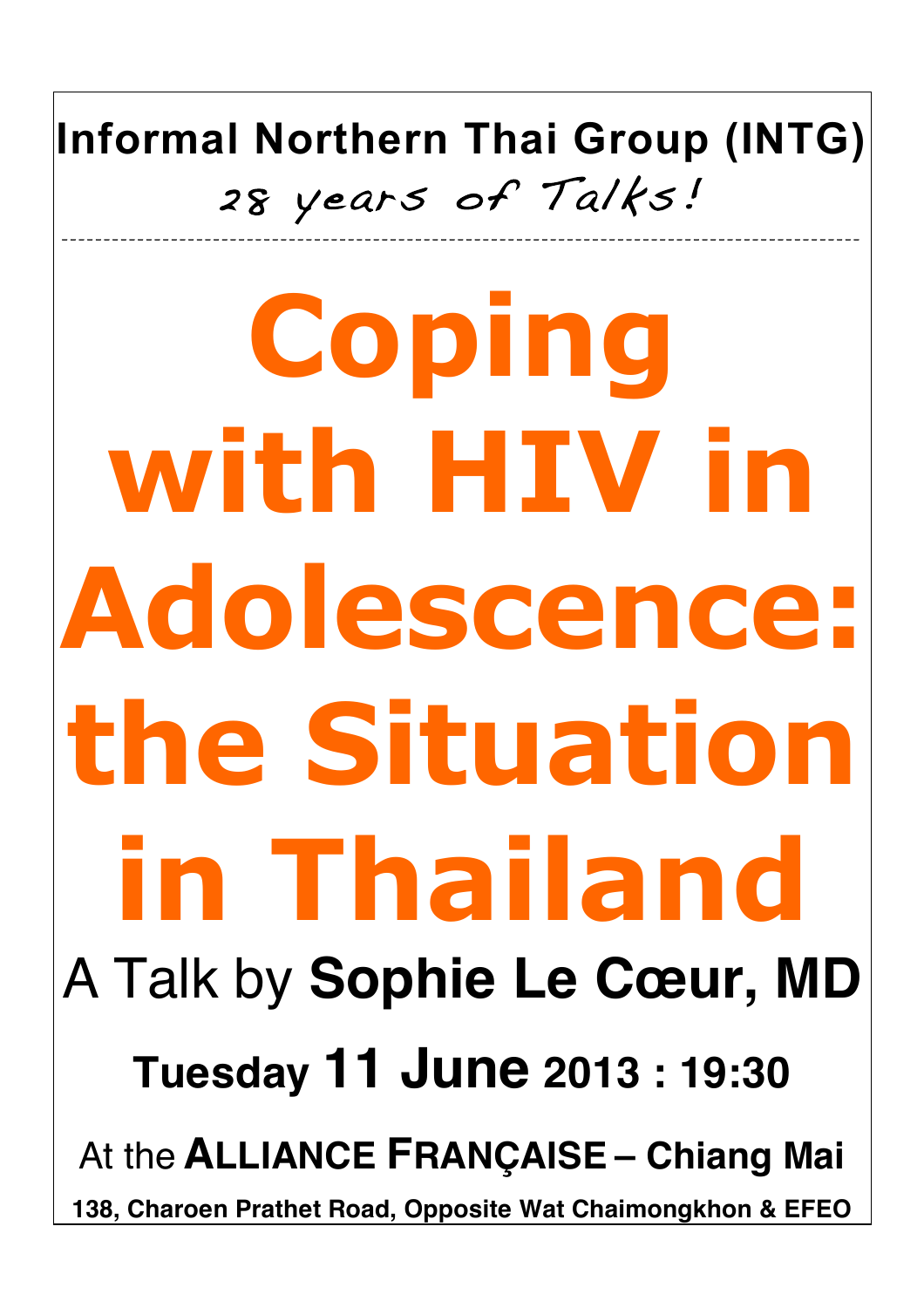**Informal Northern Thai Group (INTG)**

*28 years of Talks!*

# Coping with HIV in Adolescence: the Situation in Thailand

A Talk by **Sophie Le Cœur, MD**

**Tuesday 11 June 2013 : 19:30**

At the **ALLIANCE FRANÇAISE – Chiang Mai**

**138, Charoen Prathet Road, Opposite Wat Chaimongkhon & EFEO**